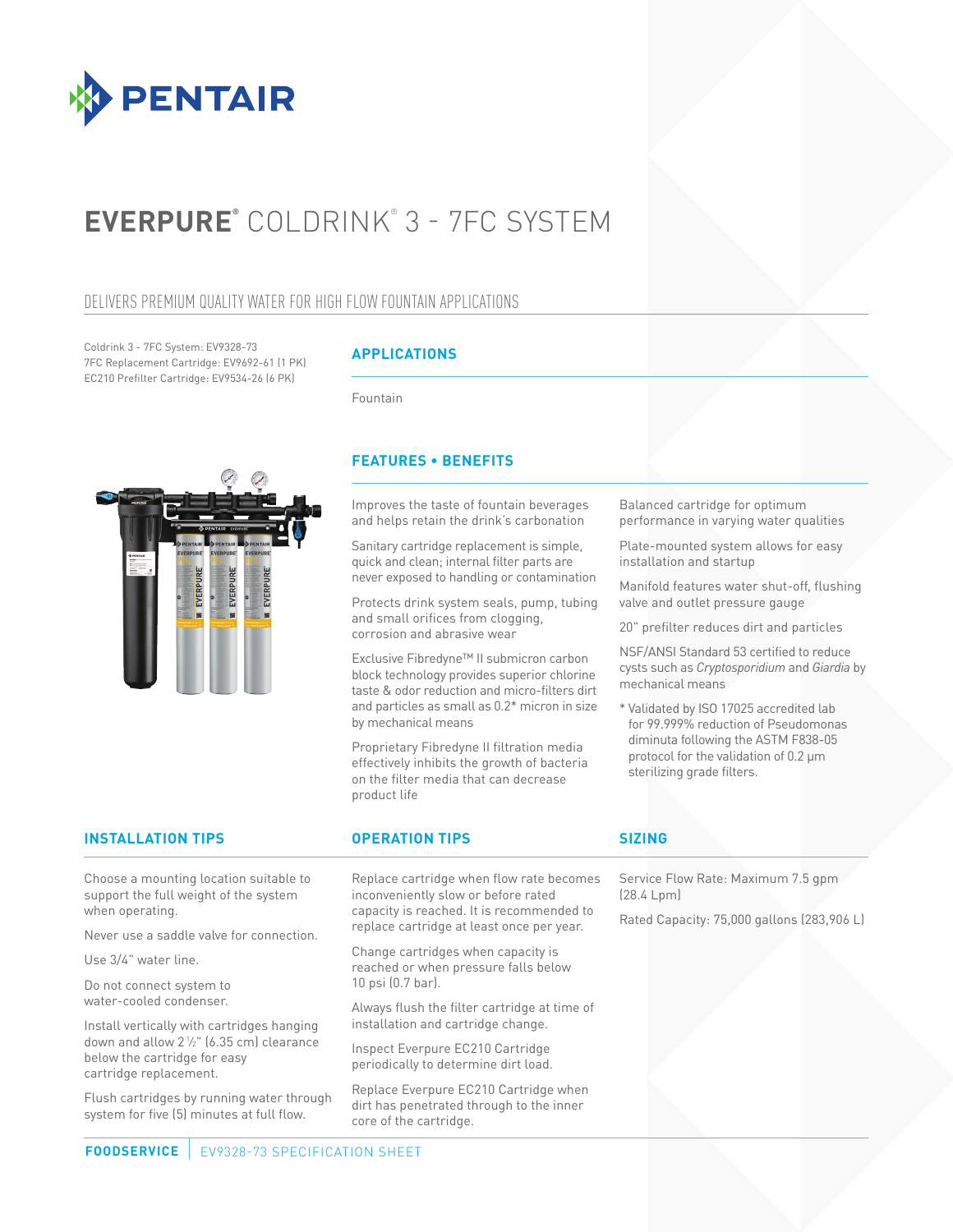PENTAIR

# EVERPURE® COLDRINK® 3 - 7FC SYSTEM

## DELIVERS PREMIUM QUALITY WATER FOR HIGH FLOW FOUNTAIN APPLICATIONS

Coldrink 3 - 7FC System: EV9328-73
7FC Replacement Cartridge: EV9692-61 (1 PK)
EC210 Prefilter Cartridge: EV9534-26 (6 PK)

### APPLICATIONS

Fountain

### FEATURES • BENEFITS

Improves the taste of fountain beverages and helps retain the drink's carbonation

Sanitary cartridge replacement is simple, quick and clean; internal filter parts are never exposed to handling or contamination

Protects drink system seals, pump, tubing and small orifices from clogging, corrosion and abrasive wear

Exclusive Fibredyne™ II submicron carbon block technology provides superior chlorine taste & odor reduction and micro-filters dirt and particles as small as 0.2* micron in size by mechanical means

Proprietary Fibredyne II filtration media effectively inhibits the growth of bacteria on the filter media that can decrease product life

Balanced cartridge for optimum performance in varying water qualities

Plate-mounted system allows for easy installation and startup

Manifold features water shut-off, flushing valve and outlet pressure gauge

20" prefilter reduces dirt and particles

NSF/ANSI Standard 53 certified to reduce cysts such as *Cryptosporidium* and *Giardia* by mechanical means

* Validated by ISO 17025 accredited lab for 99.999% reduction of Pseudomonas diminuta following the ASTM F838-05 protocol for the validation of 0.2 µm sterilizing grade filters.

### INSTALLATION TIPS

Choose a mounting location suitable to support the full weight of the system when operating.

Never use a saddle valve for connection.

Use 3/4" water line.

Do not connect system to water-cooled condenser.

Install vertically with cartridges hanging down and allow 2 ½" (6.35 cm) clearance below the cartridge for easy cartridge replacement.

Flush cartridges by running water through system for five (5) minutes at full flow.

### OPERATION TIPS

Replace cartridge when flow rate becomes inconveniently slow or before rated capacity is reached. It is recommended to replace cartridge at least once per year.

Change cartridges when capacity is reached or when pressure falls below 10 psi (0.7 bar).

Always flush the filter cartridge at time of installation and cartridge change.

Inspect Everpure EC210 Cartridge periodically to determine dirt load.

Replace Everpure EC210 Cartridge when dirt has penetrated through to the inner core of the cartridge.

### SIZING

Service Flow Rate: Maximum 7.5 gpm (28.4 Lpm)

Rated Capacity: 75,000 gallons (283,906 L)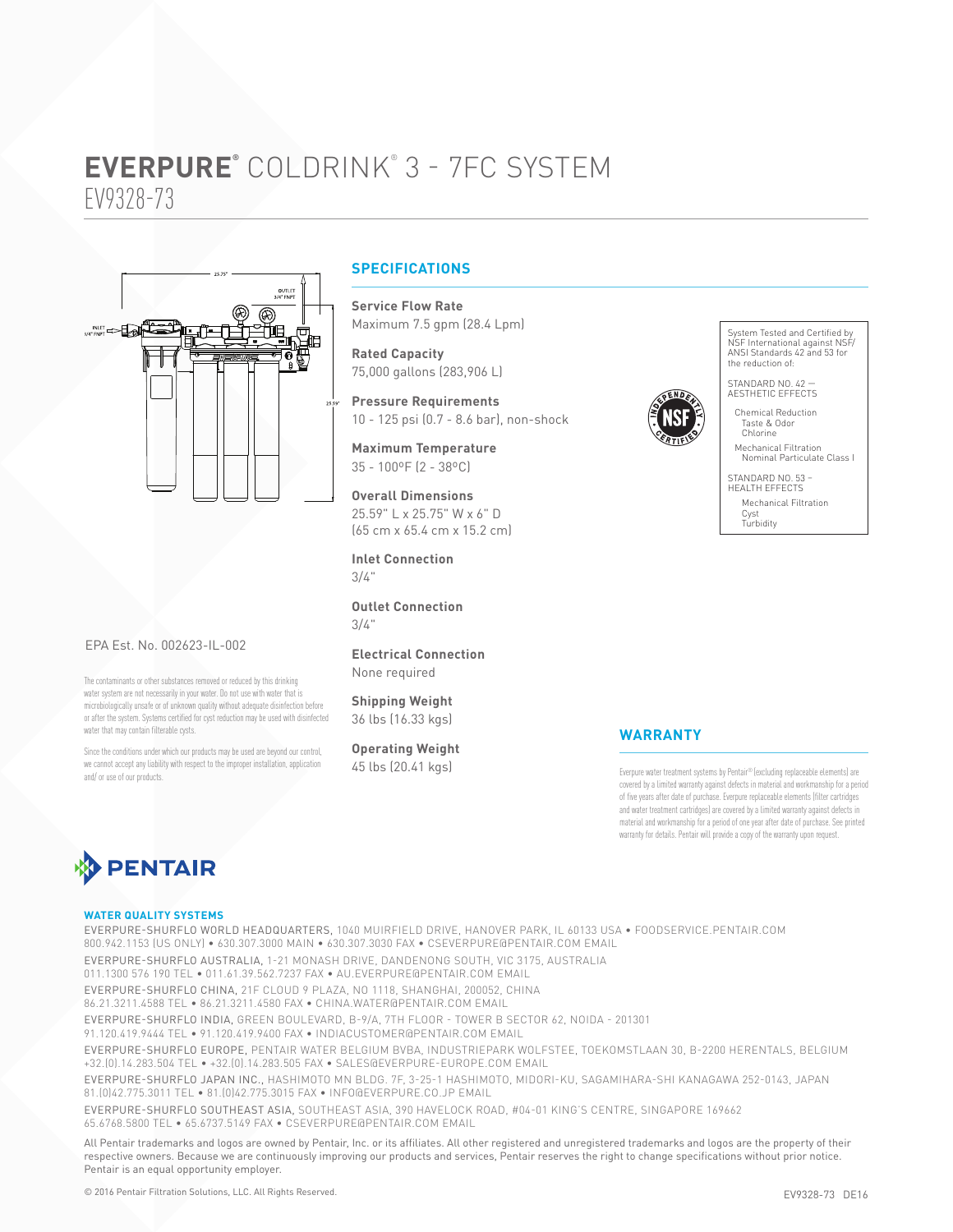# **EVERPURE**® COLDRINK® 3 - 7FC SYSTEM

EV9328-73

25.75"

OUTLET
3/4" FNPT

INLET
3/4" FNPT

25.59"

## SPECIFICATIONS

**Service Flow Rate**
Maximum 7.5 gpm (28.4 Lpm)

**Rated Capacity**
75,000 gallons (283,906 L)

**Pressure Requirements**
10 - 125 psi (0.7 - 8.6 bar), non-shock

**Maximum Temperature**
35 - 100ºF (2 - 38ºC)

**Overall Dimensions**
25.59" L x 25.75" W x 6" D
(65 cm x 65.4 cm x 15.2 cm)

**Inlet Connection**
3/4"

**Outlet Connection**
3/4"

**Electrical Connection**
None required

**Shipping Weight**
36 lbs (16.33 kgs)

**Operating Weight**
45 lbs (20.41 kgs)

INDEPENDENTLY NSF CERTIFIED

System Tested and Certified by NSF International against NSF/ ANSI Standards 42 and 53 for the reduction of:

STANDARD NO. 42 — AESTHETIC EFFECTS

- Chemical Reduction
  - Taste & Odor
  - Chlorine
- Mechanical Filtration
  - Nominal Particulate Class I

STANDARD NO. 53 – HEALTH EFFECTS

- Mechanical Filtration
  - Cyst
  - Turbidity

EPA Est. No. 002623-IL-002

The contaminants or other substances removed or reduced by this drinking water system are not necessarily in your water. Do not use with water that is microbiologically unsafe or of unknown quality without adequate disinfection before or after the system. Systems certified for cyst reduction may be used with disinfected water that may contain filterable cysts.

Since the conditions under which our products may be used are beyond our control, we cannot accept any liability with respect to the improper installation, application and/ or use of our products.

## WARRANTY

Everpure water treatment systems by Pentair® (excluding replaceable elements) are covered by a limited warranty against defects in material and workmanship for a period of five years after date of purchase. Everpure replaceable elements (filter cartridges and water treatment cartridges) are covered by a limited warranty against defects in material and workmanship for a period of one year after date of purchase. See printed warranty for details. Pentair will provide a copy of the warranty upon request.

**PENTAIR**

**WATER QUALITY SYSTEMS**

EVERPURE-SHURFLO WORLD HEADQUARTERS, 1040 MUIRFIELD DRIVE, HANOVER PARK, IL 60133 USA • FOODSERVICE.PENTAIR.COM
800.942.1153 (US ONLY) • 630.307.3000 MAIN • 630.307.3030 FAX • CSEVERPURE@PENTAIR.COM EMAIL

EVERPURE-SHURFLO AUSTRALIA, 1-21 MONASH DRIVE, DANDENONG SOUTH, VIC 3175, AUSTRALIA
011.1300 576 190 TEL • 011.61.39.562.7237 FAX • AU.EVERPURE@PENTAIR.COM EMAIL

EVERPURE-SHURFLO CHINA, 21F CLOUD 9 PLAZA, NO 1118, SHANGHAI, 200052, CHINA
86.21.3211.4588 TEL • 86.21.3211.4580 FAX • CHINA.WATER@PENTAIR.COM EMAIL

EVERPURE-SHURFLO INDIA, GREEN BOULEVARD, B-9/A, 7TH FLOOR - TOWER B SECTOR 62, NOIDA - 201301
91.120.419.9444 TEL • 91.120.419.9400 FAX • INDIACUSTOMER@PENTAIR.COM EMAIL

EVERPURE-SHURFLO EUROPE, PENTAIR WATER BELGIUM BVBA, INDUSTRIEPARK WOLFSTEE, TOEKOMSTLAAN 30, B-2200 HERENTALS, BELGIUM
+32.(0).14.283.504 TEL • +32.(0).14.283.505 FAX • SALES@EVERPURE-EUROPE.COM EMAIL

EVERPURE-SHURFLO JAPAN INC., HASHIMOTO MN BLDG. 7F, 3-25-1 HASHIMOTO, MIDORI-KU, SAGAMIHARA-SHI KANAGAWA 252-0143, JAPAN
81.(0)42.775.3011 TEL • 81.(0)42.775.3015 FAX • INFO@EVERPURE.CO.JP EMAIL

EVERPURE-SHURFLO SOUTHEAST ASIA, SOUTHEAST ASIA, 390 HAVELOCK ROAD, #04-01 KING'S CENTRE, SINGAPORE 169662
65.6768.5800 TEL • 65.6737.5149 FAX • CSEVERPURE@PENTAIR.COM EMAIL

All Pentair trademarks and logos are owned by Pentair, Inc. or its affiliates. All other registered and unregistered trademarks and logos are the property of their respective owners. Because we are continuously improving our products and services, Pentair reserves the right to change specifications without prior notice. Pentair is an equal opportunity employer.

© 2016 Pentair Filtration Solutions, LLC. All Rights Reserved.

EV9328-73 DE16